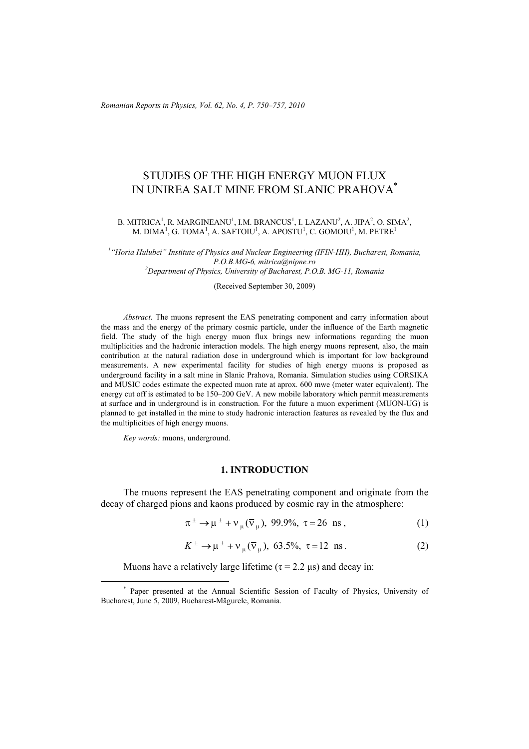# STUDIES OF THE HIGH ENERGY MUON FLUX IN UNIREA SALT MINE FROM SLANIC PRAHOVA*

B. MITRICA[1], R. MARGINEANU[1], I.M. BRANCUS[1], I. LAZANU[2], A. JIPA[2], O. SIMA[2], M. DIMA[1], G. TOMA[1], A. SAFTOIU[1], A. APOSTU[1], C. GOMOIU[1], M. PETRE[1]

[1] *"Horia Hulubei" Institute of Physics and Nuclear Engineering (IFIN-HH), Bucharest, Romania, P.O.B.MG-6, mitrica@nipne.ro*

[2] *Department of Physics, University of Bucharest, P.O.B. MG-11, Romania*

(Received September 30, 2009)

*Abstract*. The muons represent the EAS penetrating component and carry information about the mass and the energy of the primary cosmic particle, under the influence of the Earth magnetic field. The study of the high energy muon flux brings new informations regarding the muon multiplicities and the hadronic interaction models. The high energy muons represent, also, the main contribution at the natural radiation dose in underground which is important for low background measurements. A new experimental facility for studies of high energy muons is proposed as underground facility in a salt mine in Slanic Prahova, Romania. Simulation studies using CORSIKA and MUSIC codes estimate the expected muon rate at aprox. 600 mwe (meter water equivalent). The energy cut off is estimated to be 150–200 GeV. A new mobile laboratory which permit measurements at surface and in underground is in construction. For the future a muon experiment (MUON-UG) is planned to get installed in the mine to study hadronic interaction features as revealed by the flux and the multiplicities of high energy muons.

*Key words:* muons, underground.

## 1. INTRODUCTION

The muons represent the EAS penetrating component and originate from the decay of charged pions and kaons produced by cosmic ray in the atmosphere:

$$\pi^{\pm} \rightarrow \mu^{\pm} + \nu_{\mu}(\bar{\nu}_{\mu}),\ 99.9\%,\ \tau = 26\ \text{ns}, \tag{1}$$

$$K^{\pm} \rightarrow \mu^{\pm} + \nu_{\mu}(\bar{\nu}_{\mu}),\ 63.5\%,\ \tau = 12\ \text{ns}. \tag{2}$$

Muons have a relatively large lifetime ($\tau = 2.2\ \mu$s) and decay in:

* Paper presented at the Annual Scientific Session of Faculty of Physics, University of Bucharest, June 5, 2009, Bucharest-Măgurele, Romania.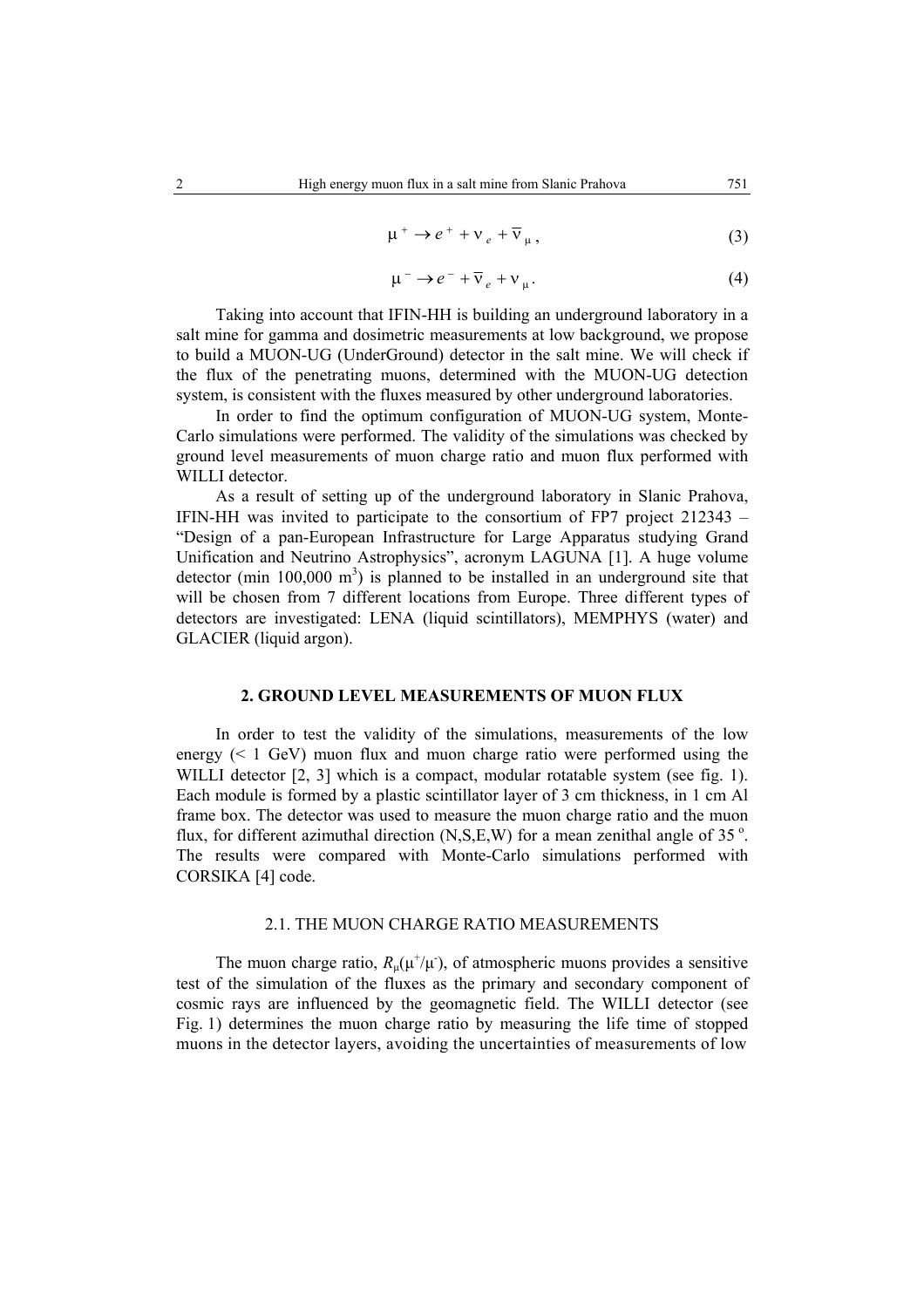$$\mu^{+} \rightarrow e^{+} + \nu_{e} + \bar{\nu}_{\mu}, \tag{3}$$

$$\mu^{-} \rightarrow e^{-} + \bar{\nu}_{e} + \nu_{\mu}. \tag{4}$$

Taking into account that IFIN-HH is building an underground laboratory in a salt mine for gamma and dosimetric measurements at low background, we propose to build a MUON-UG (UnderGround) detector in the salt mine. We will check if the flux of the penetrating muons, determined with the MUON-UG detection system, is consistent with the fluxes measured by other underground laboratories.

In order to find the optimum configuration of MUON-UG system, Monte-Carlo simulations were performed. The validity of the simulations was checked by ground level measurements of muon charge ratio and muon flux performed with WILLI detector.

As a result of setting up of the underground laboratory in Slanic Prahova, IFIN-HH was invited to participate to the consortium of FP7 project 212343 – "Design of a pan-European Infrastructure for Large Apparatus studying Grand Unification and Neutrino Astrophysics", acronym LAGUNA [1]. A huge volume detector (min 100,000 $m^3$) is planned to be installed in an underground site that will be chosen from 7 different locations from Europe. Three different types of detectors are investigated: LENA (liquid scintillators), MEMPHYS (water) and GLACIER (liquid argon).

## 2. GROUND LEVEL MEASUREMENTS OF MUON FLUX

In order to test the validity of the simulations, measurements of the low energy (< 1 GeV) muon flux and muon charge ratio were performed using the WILLI detector [2, 3] which is a compact, modular rotatable system (see fig. 1). Each module is formed by a plastic scintillator layer of 3 cm thickness, in 1 cm Al frame box. The detector was used to measure the muon charge ratio and the muon flux, for different azimuthal direction (N,S,E,W) for a mean zenithal angle of 35 $^{o}$. The results were compared with Monte-Carlo simulations performed with CORSIKA [4] code.

### 2.1. THE MUON CHARGE RATIO MEASUREMENTS

The muon charge ratio, $R_{\mu}(\mu^{+}/\mu^{-})$, of atmospheric muons provides a sensitive test of the simulation of the fluxes as the primary and secondary component of cosmic rays are influenced by the geomagnetic field. The WILLI detector (see Fig. 1) determines the muon charge ratio by measuring the life time of stopped muons in the detector layers, avoiding the uncertainties of measurements of low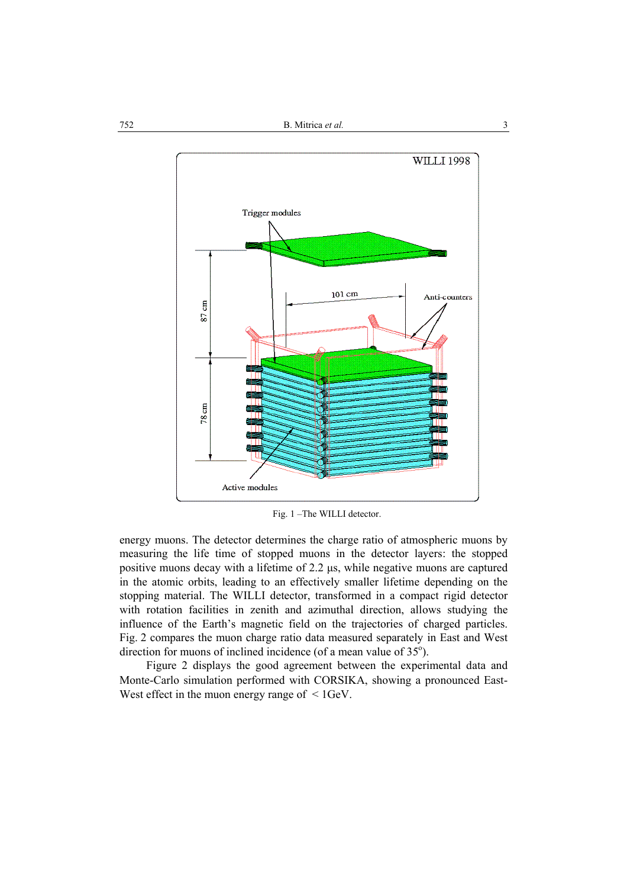Fig. 1 –The WILLI detector.

energy muons. The detector determines the charge ratio of atmospheric muons by measuring the life time of stopped muons in the detector layers: the stopped positive muons decay with a lifetime of 2.2 μs, while negative muons are captured in the atomic orbits, leading to an effectively smaller lifetime depending on the stopping material. The WILLI detector, transformed in a compact rigid detector with rotation facilities in zenith and azimuthal direction, allows studying the influence of the Earth's magnetic field on the trajectories of charged particles. Fig. 2 compares the muon charge ratio data measured separately in East and West direction for muons of inclined incidence (of a mean value of 35°).

Figure 2 displays the good agreement between the experimental data and Monte-Carlo simulation performed with CORSIKA, showing a pronounced East-West effect in the muon energy range of < 1GeV.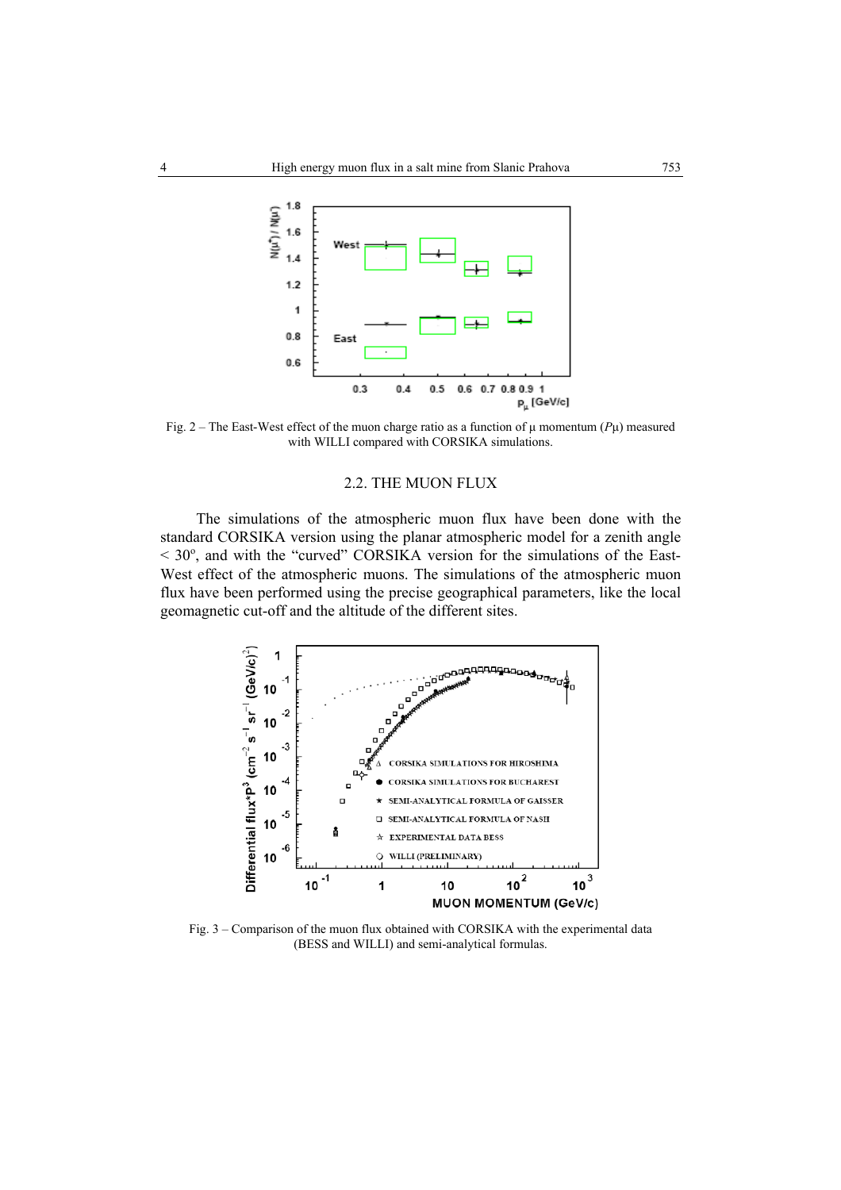Fig. 2 – The East-West effect of the muon charge ratio as a function of μ momentum ($P\mu$) measured with WILLI compared with CORSIKA simulations.

### 2.2. THE MUON FLUX

The simulations of the atmospheric muon flux have been done with the standard CORSIKA version using the planar atmospheric model for a zenith angle < 30°, and with the "curved" CORSIKA version for the simulations of the East-West effect of the atmospheric muons. The simulations of the atmospheric muon flux have been performed using the precise geographical parameters, like the local geomagnetic cut-off and the altitude of the different sites.

Fig. 3 – Comparison of the muon flux obtained with CORSIKA with the experimental data (BESS and WILLI) and semi-analytical formulas.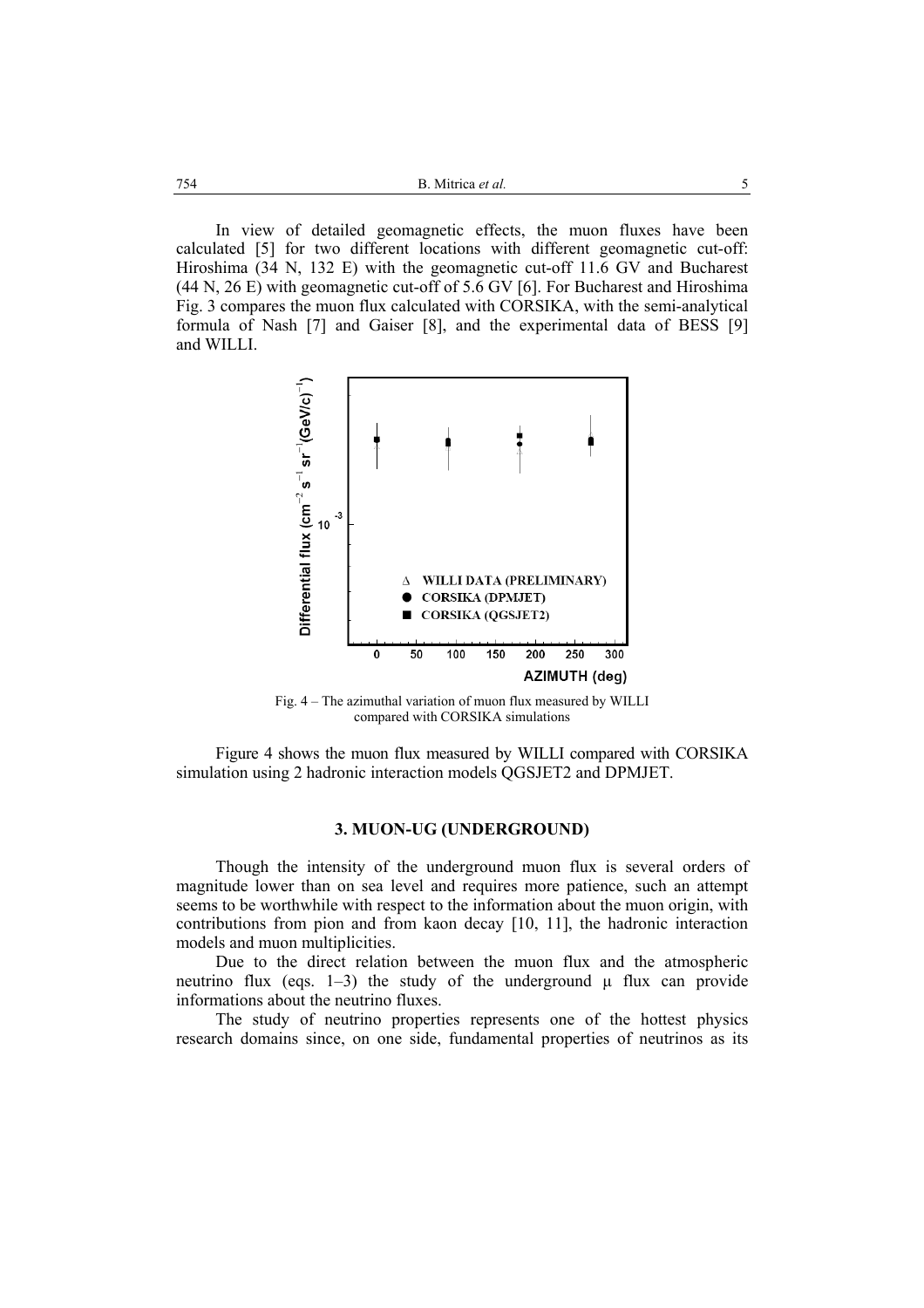In view of detailed geomagnetic effects, the muon fluxes have been calculated [5] for two different locations with different geomagnetic cut-off: Hiroshima (34 N, 132 E) with the geomagnetic cut-off 11.6 GV and Bucharest (44 N, 26 E) with geomagnetic cut-off of 5.6 GV [6]. For Bucharest and Hiroshima Fig. 3 compares the muon flux calculated with CORSIKA, with the semi-analytical formula of Nash [7] and Gaiser [8], and the experimental data of BESS [9] and WILLI.

Fig. 4 – The azimuthal variation of muon flux measured by WILLI compared with CORSIKA simulations

Figure 4 shows the muon flux measured by WILLI compared with CORSIKA simulation using 2 hadronic interaction models QGSJET2 and DPMJET.

## 3. MUON-UG (UNDERGROUND)

Though the intensity of the underground muon flux is several orders of magnitude lower than on sea level and requires more patience, such an attempt seems to be worthwhile with respect to the information about the muon origin, with contributions from pion and from kaon decay [10, 11], the hadronic interaction models and muon multiplicities.

Due to the direct relation between the muon flux and the atmospheric neutrino flux (eqs. 1–3) the study of the underground $\mu$ flux can provide informations about the neutrino fluxes.

The study of neutrino properties represents one of the hottest physics research domains since, on one side, fundamental properties of neutrinos as its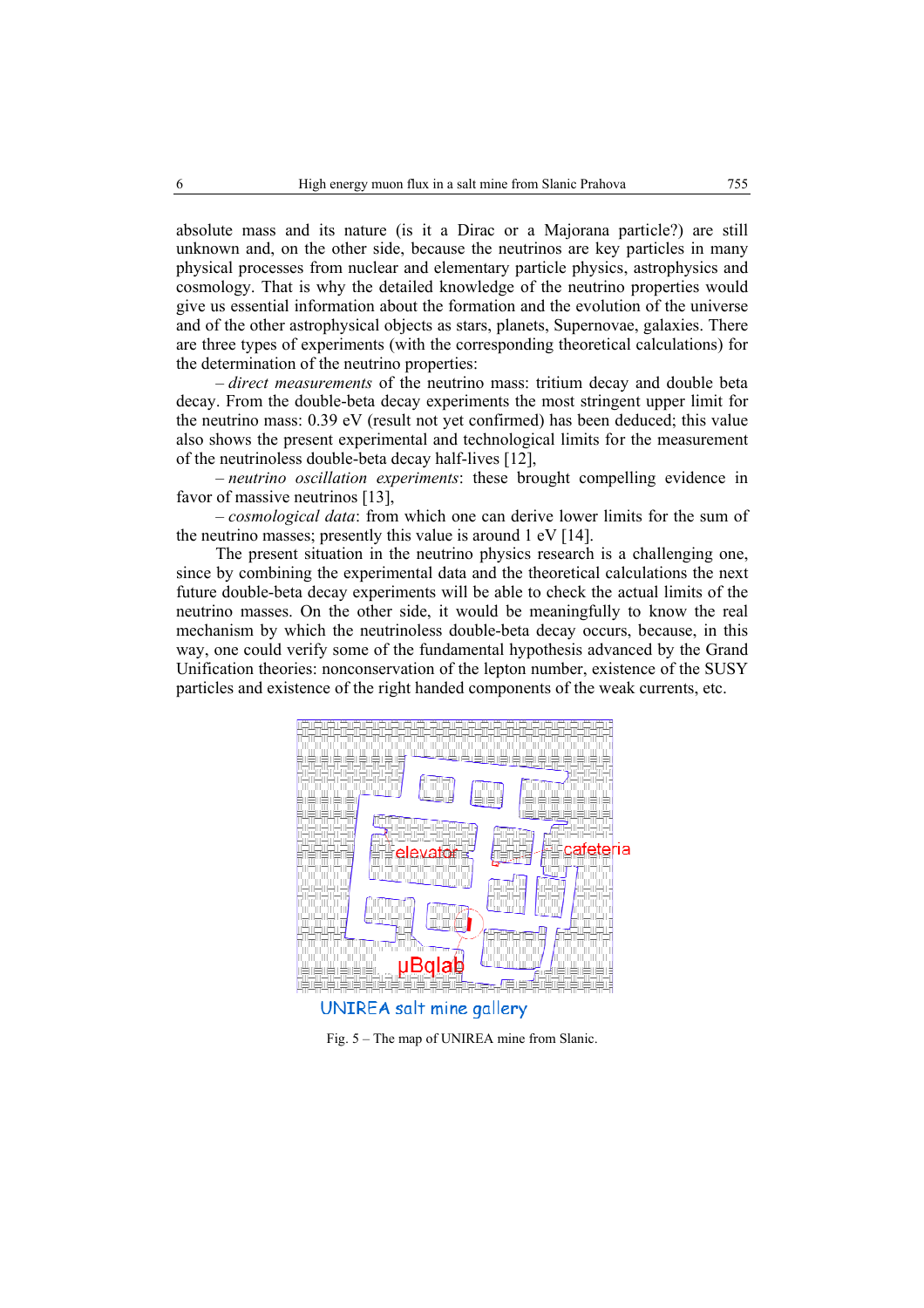absolute mass and its nature (is it a Dirac or a Majorana particle?) are still unknown and, on the other side, because the neutrinos are key particles in many physical processes from nuclear and elementary particle physics, astrophysics and cosmology. That is why the detailed knowledge of the neutrino properties would give us essential information about the formation and the evolution of the universe and of the other astrophysical objects as stars, planets, Supernovae, galaxies. There are three types of experiments (with the corresponding theoretical calculations) for the determination of the neutrino properties:

– *direct measurements* of the neutrino mass: tritium decay and double beta decay. From the double-beta decay experiments the most stringent upper limit for the neutrino mass: 0.39 eV (result not yet confirmed) has been deduced; this value also shows the present experimental and technological limits for the measurement of the neutrinoless double-beta decay half-lives [12],

– *neutrino oscillation experiments*: these brought compelling evidence in favor of massive neutrinos [13],

– *cosmological data*: from which one can derive lower limits for the sum of the neutrino masses; presently this value is around 1 eV [14].

The present situation in the neutrino physics research is a challenging one, since by combining the experimental data and the theoretical calculations the next future double-beta decay experiments will be able to check the actual limits of the neutrino masses. On the other side, it would be meaningfully to know the real mechanism by which the neutrinoless double-beta decay occurs, because, in this way, one could verify some of the fundamental hypothesis advanced by the Grand Unification theories: nonconservation of the lepton number, existence of the SUSY particles and existence of the right handed components of the weak currents, etc.

elevator cafeteria μBqlab

UNIREA salt mine gallery

Fig. 5 – The map of UNIREA mine from Slanic.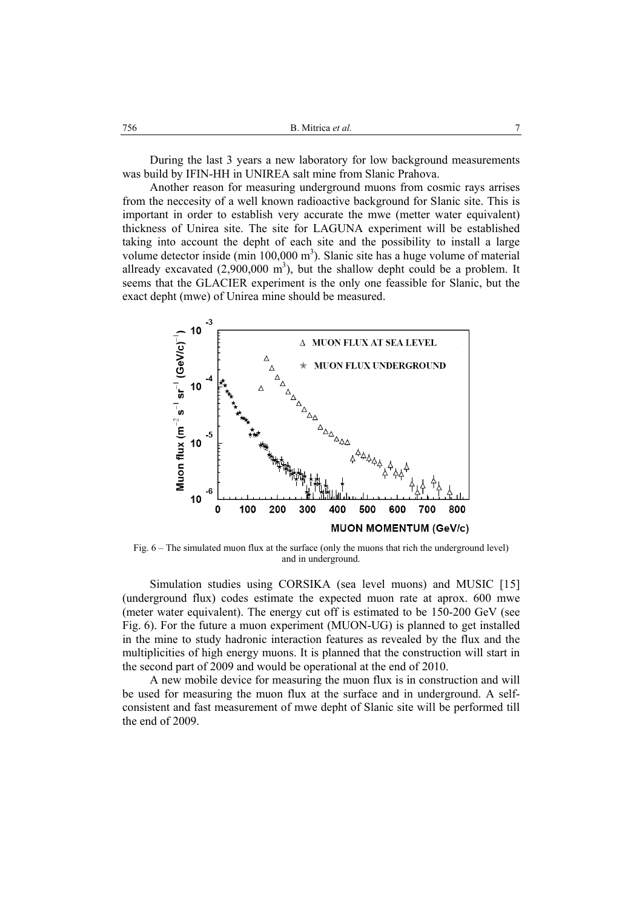During the last 3 years a new laboratory for low background measurements was build by IFIN-HH in UNIREA salt mine from Slanic Prahova.

Another reason for measuring underground muons from cosmic rays arrises from the neccesity of a well known radioactive background for Slanic site. This is important in order to establish very accurate the mwe (metter water equivalent) thickness of Unirea site. The site for LAGUNA experiment will be established taking into account the depht of each site and the possibility to install a large volume detector inside (min 100,000 m$^3$). Slanic site has a huge volume of material allready excavated (2,900,000 m$^3$), but the shallow depht could be a problem. It seems that the GLACIER experiment is the only one feassible for Slanic, but the exact depht (mwe) of Unirea mine should be measured.

Fig. 6 – The simulated muon flux at the surface (only the muons that rich the underground level) and in underground.

Simulation studies using CORSIKA (sea level muons) and MUSIC [15] (underground flux) codes estimate the expected muon rate at aprox. 600 mwe (meter water equivalent). The energy cut off is estimated to be 150-200 GeV (see Fig. 6). For the future a muon experiment (MUON-UG) is planned to get installed in the mine to study hadronic interaction features as revealed by the flux and the multiplicities of high energy muons. It is planned that the construction will start in the second part of 2009 and would be operational at the end of 2010.

A new mobile device for measuring the muon flux is in construction and will be used for measuring the muon flux at the surface and in underground. A self-consistent and fast measurement of mwe depht of Slanic site will be performed till the end of 2009.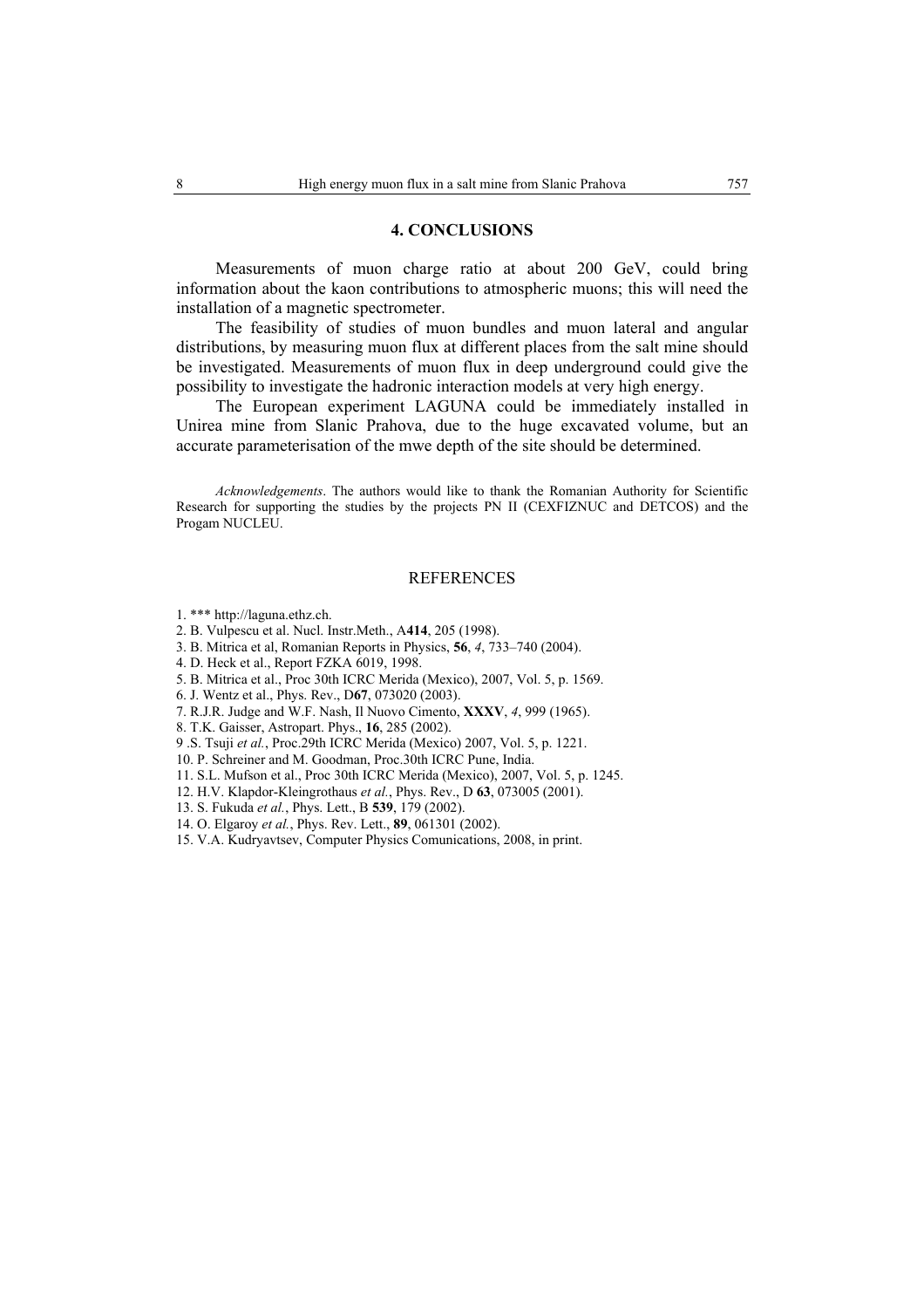## 4. CONCLUSIONS

Measurements of muon charge ratio at about 200 GeV, could bring information about the kaon contributions to atmospheric muons; this will need the installation of a magnetic spectrometer.

The feasibility of studies of muon bundles and muon lateral and angular distributions, by measuring muon flux at different places from the salt mine should be investigated. Measurements of muon flux in deep underground could give the possibility to investigate the hadronic interaction models at very high energy.

The European experiment LAGUNA could be immediately installed in Unirea mine from Slanic Prahova, due to the huge excavated volume, but an accurate parameterisation of the mwe depth of the site should be determined.

*Acknowledgements*. The authors would like to thank the Romanian Authority for Scientific Research for supporting the studies by the projects PN II (CEXFIZNUC and DETCOS) and the Progam NUCLEU.

## REFERENCES

1. *** http://laguna.ethz.ch.
2. B. Vulpescu et al. Nucl. Instr.Meth., A**414**, 205 (1998).
3. B. Mitrica et al, Romanian Reports in Physics, **56**, *4*, 733–740 (2004).
4. D. Heck et al., Report FZKA 6019, 1998.
5. B. Mitrica et al., Proc 30th ICRC Merida (Mexico), 2007, Vol. 5, p. 1569.
6. J. Wentz et al., Phys. Rev., D**67**, 073020 (2003).
7. R.J.R. Judge and W.F. Nash, Il Nuovo Cimento, **XXXV**, *4*, 999 (1965).
8. T.K. Gaisser, Astropart. Phys., **16**, 285 (2002).
9 .S. Tsuji *et al.*, Proc.29th ICRC Merida (Mexico) 2007, Vol. 5, p. 1221.
10. P. Schreiner and M. Goodman, Proc.30th ICRC Pune, India.
11. S.L. Mufson et al., Proc 30th ICRC Merida (Mexico), 2007, Vol. 5, p. 1245.
12. H.V. Klapdor-Kleingrothaus *et al.*, Phys. Rev., D **63**, 073005 (2001).
13. S. Fukuda *et al.*, Phys. Lett., B **539**, 179 (2002).
14. O. Elgaroy *et al.*, Phys. Rev. Lett., **89**, 061301 (2002).
15. V.A. Kudryavtsev, Computer Physics Comunications, 2008, in print.